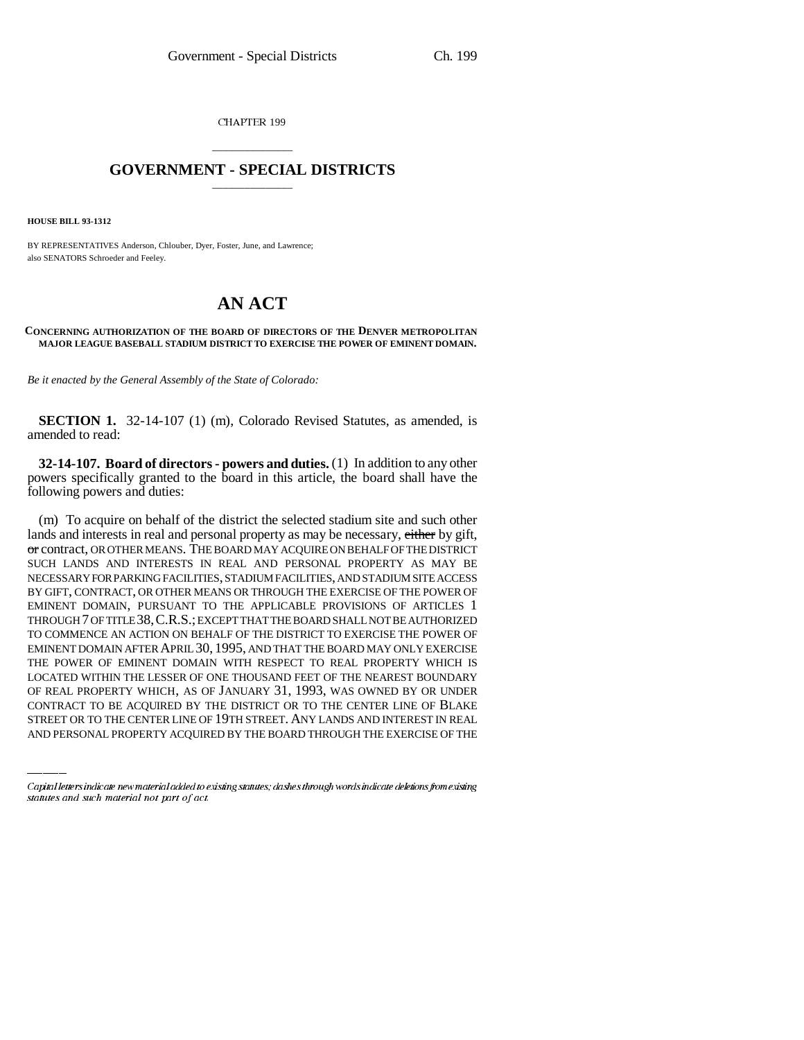CHAPTER 199

## GOVERNMENT - SPECIAL DISTRICTS

**HOUSE BILL 93-1312**

BY REPRESENTATIVES Anderson, Chlouber, Dyer, Foster, June, and Lawrence;
also SENATORS Schroeder and Feeley.

# AN ACT

**CONCERNING AUTHORIZATION OF THE BOARD OF DIRECTORS OF THE DENVER METROPOLITAN MAJOR LEAGUE BASEBALL STADIUM DISTRICT TO EXERCISE THE POWER OF EMINENT DOMAIN.**

*Be it enacted by the General Assembly of the State of Colorado:*

**SECTION 1.** 32-14-107 (1) (m), Colorado Revised Statutes, as amended, is amended to read:

**32-14-107. Board of directors - powers and duties.** (1) In addition to any other powers specifically granted to the board in this article, the board shall have the following powers and duties:

(m) To acquire on behalf of the district the selected stadium site and such other lands and interests in real and personal property as may be necessary, ~~either~~ by gift, ~~or~~ contract, OR OTHER MEANS. THE BOARD MAY ACQUIRE ON BEHALF OF THE DISTRICT SUCH LANDS AND INTERESTS IN REAL AND PERSONAL PROPERTY AS MAY BE NECESSARY FOR PARKING FACILITIES, STADIUM FACILITIES, AND STADIUM SITE ACCESS BY GIFT, CONTRACT, OR OTHER MEANS OR THROUGH THE EXERCISE OF THE POWER OF EMINENT DOMAIN, PURSUANT TO THE APPLICABLE PROVISIONS OF ARTICLES 1 THROUGH 7 OF TITLE 38, C.R.S.; EXCEPT THAT THE BOARD SHALL NOT BE AUTHORIZED TO COMMENCE AN ACTION ON BEHALF OF THE DISTRICT TO EXERCISE THE POWER OF EMINENT DOMAIN AFTER APRIL 30, 1995, AND THAT THE BOARD MAY ONLY EXERCISE THE POWER OF EMINENT DOMAIN WITH RESPECT TO REAL PROPERTY WHICH IS LOCATED WITHIN THE LESSER OF ONE THOUSAND FEET OF THE NEAREST BOUNDARY OF REAL PROPERTY WHICH, AS OF JANUARY 31, 1993, WAS OWNED BY OR UNDER CONTRACT TO BE ACQUIRED BY THE DISTRICT OR TO THE CENTER LINE OF BLAKE STREET OR TO THE CENTER LINE OF 19TH STREET. ANY LANDS AND INTEREST IN REAL AND PERSONAL PROPERTY ACQUIRED BY THE BOARD THROUGH THE EXERCISE OF THE

Capital letters indicate new material added to existing statutes; dashes through words indicate deletions from existing statutes and such material not part of act.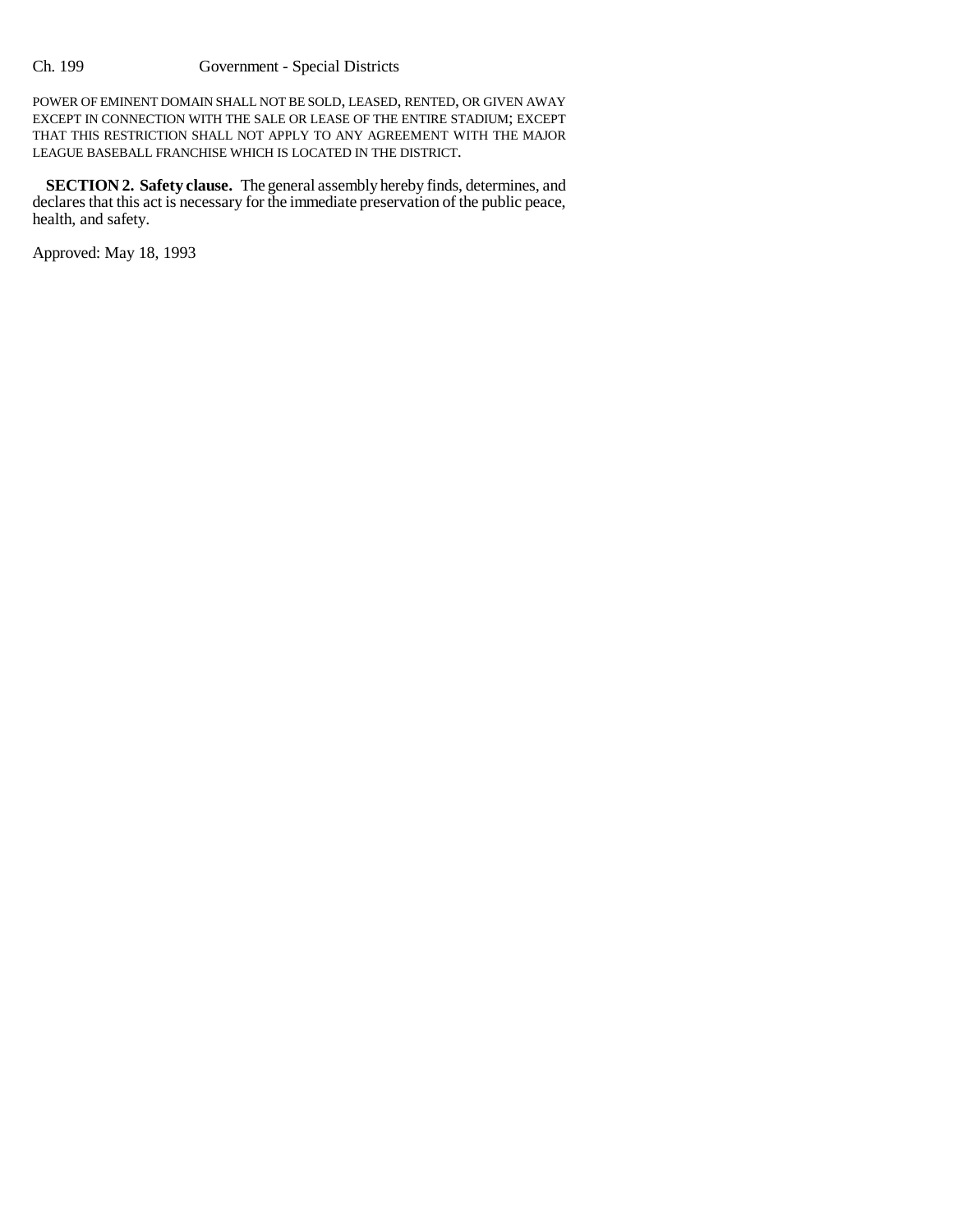POWER OF EMINENT DOMAIN SHALL NOT BE SOLD, LEASED, RENTED, OR GIVEN AWAY EXCEPT IN CONNECTION WITH THE SALE OR LEASE OF THE ENTIRE STADIUM; EXCEPT THAT THIS RESTRICTION SHALL NOT APPLY TO ANY AGREEMENT WITH THE MAJOR LEAGUE BASEBALL FRANCHISE WHICH IS LOCATED IN THE DISTRICT.

**SECTION 2. Safety clause.** The general assembly hereby finds, determines, and declares that this act is necessary for the immediate preservation of the public peace, health, and safety.

Approved: May 18, 1993